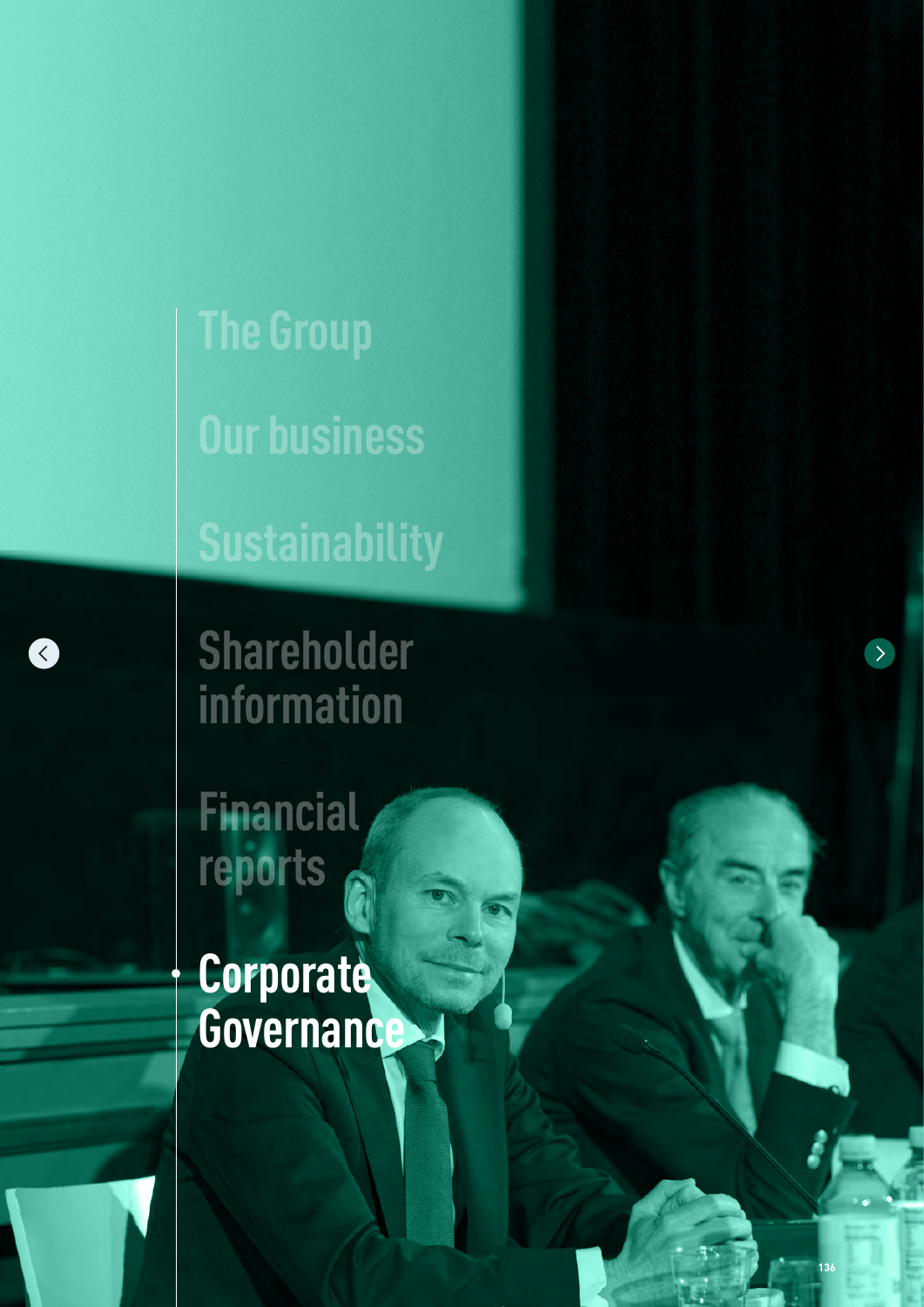The Group

Our business

Sustainability

Shareholder information

Financial reports

# Corporate Governance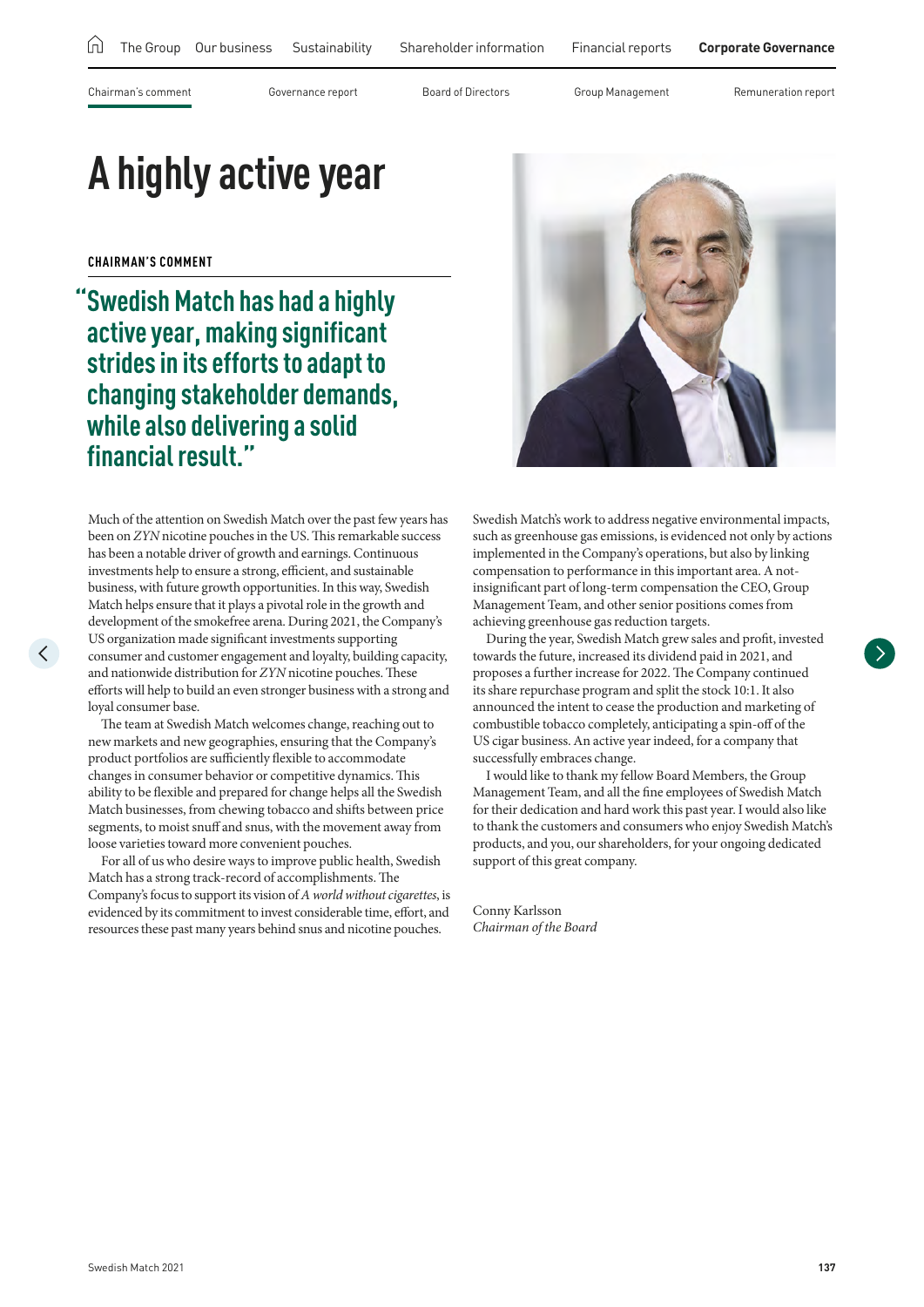# A highly active year

**CHAIRMAN'S COMMENT**

## "Swedish Match has had a highly active year, making significant strides in its efforts to adapt to changing stakeholder demands, while also delivering a solid financial result."

Much of the attention on Swedish Match over the past few years has been on *ZYN* nicotine pouches in the US. This remarkable success has been a notable driver of growth and earnings. Continuous investments help to ensure a strong, efficient, and sustainable business, with future growth opportunities. In this way, Swedish Match helps ensure that it plays a pivotal role in the growth and development of the smokefree arena. During 2021, the Company's US organization made significant investments supporting consumer and customer engagement and loyalty, building capacity, and nationwide distribution for *ZYN* nicotine pouches. These efforts will help to build an even stronger business with a strong and loyal consumer base.

The team at Swedish Match welcomes change, reaching out to new markets and new geographies, ensuring that the Company's product portfolios are sufficiently flexible to accommodate changes in consumer behavior or competitive dynamics. This ability to be flexible and prepared for change helps all the Swedish Match businesses, from chewing tobacco and shifts between price segments, to moist snuff and snus, with the movement away from loose varieties toward more convenient pouches.

For all of us who desire ways to improve public health, Swedish Match has a strong track-record of accomplishments. The Company's focus to support its vision of *A world without cigarettes*, is evidenced by its commitment to invest considerable time, effort, and resources these past many years behind snus and nicotine pouches. Swedish Match's work to address negative environmental impacts, such as greenhouse gas emissions, is evidenced not only by actions implemented in the Company's operations, but also by linking compensation to performance in this important area. A not-insignificant part of long-term compensation the CEO, Group Management Team, and other senior positions comes from achieving greenhouse gas reduction targets.

During the year, Swedish Match grew sales and profit, invested towards the future, increased its dividend paid in 2021, and proposes a further increase for 2022. The Company continued its share repurchase program and split the stock 10:1. It also announced the intent to cease the production and marketing of combustible tobacco completely, anticipating a spin-off of the US cigar business. An active year indeed, for a company that successfully embraces change.

I would like to thank my fellow Board Members, the Group Management Team, and all the fine employees of Swedish Match for their dedication and hard work this past year. I would also like to thank the customers and consumers who enjoy Swedish Match's products, and you, our shareholders, for your ongoing dedicated support of this great company.

Conny Karlsson
*Chairman of the Board*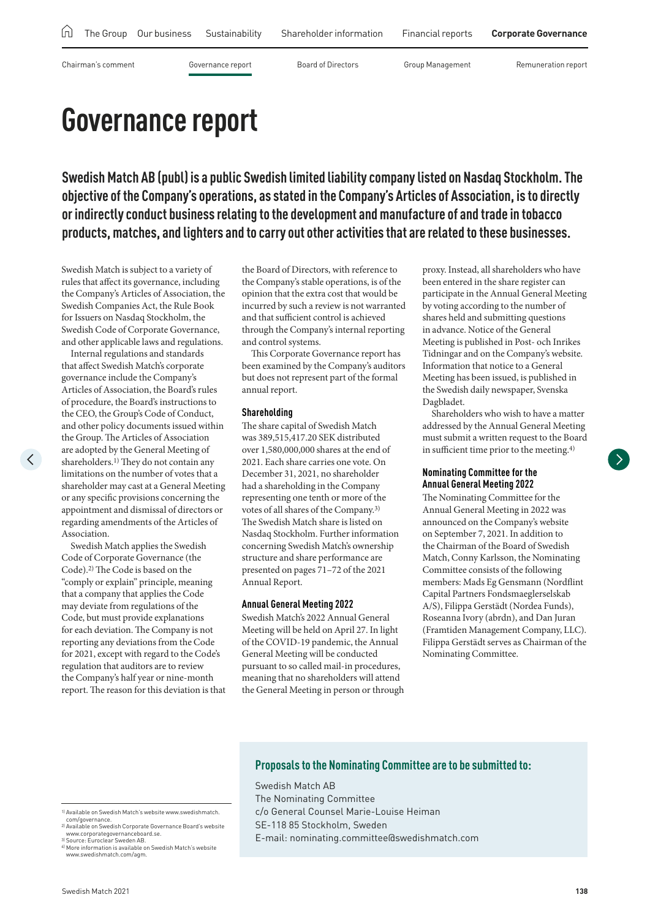# Governance report

**Swedish Match AB (publ) is a public Swedish limited liability company listed on Nasdaq Stockholm. The objective of the Company's operations, as stated in the Company's Articles of Association, is to directly or indirectly conduct business relating to the development and manufacture of and trade in tobacco products, matches, and lighters and to carry out other activities that are related to these businesses.**

Swedish Match is subject to a variety of rules that affect its governance, including the Company's Articles of Association, the Swedish Companies Act, the Rule Book for Issuers on Nasdaq Stockholm, the Swedish Code of Corporate Governance, and other applicable laws and regulations.

Internal regulations and standards that affect Swedish Match's corporate governance include the Company's Articles of Association, the Board's rules of procedure, the Board's instructions to the CEO, the Group's Code of Conduct, and other policy documents issued within the Group. The Articles of Association are adopted by the General Meeting of shareholders.[1] They do not contain any limitations on the number of votes that a shareholder may cast at a General Meeting or any specific provisions concerning the appointment and dismissal of directors or regarding amendments of the Articles of Association.

Swedish Match applies the Swedish Code of Corporate Governance (the Code).[2] The Code is based on the "comply or explain" principle, meaning that a company that applies the Code may deviate from regulations of the Code, but must provide explanations for each deviation. The Company is not reporting any deviations from the Code for 2021, except with regard to the Code's regulation that auditors are to review the Company's half year or nine-month report. The reason for this deviation is that the Board of Directors, with reference to the Company's stable operations, is of the opinion that the extra cost that would be incurred by such a review is not warranted and that sufficient control is achieved through the Company's internal reporting and control systems.

This Corporate Governance report has been examined by the Company's auditors but does not represent part of the formal annual report.

### Shareholding

The share capital of Swedish Match was 389,515,417.20 SEK distributed over 1,580,000,000 shares at the end of 2021. Each share carries one vote. On December 31, 2021, no shareholder had a shareholding in the Company representing one tenth or more of the votes of all shares of the Company.[3] The Swedish Match share is listed on Nasdaq Stockholm. Further information concerning Swedish Match's ownership structure and share performance are presented on pages 71–72 of the 2021 Annual Report.

### Annual General Meeting 2022

Swedish Match's 2022 Annual General Meeting will be held on April 27. In light of the COVID-19 pandemic, the Annual General Meeting will be conducted pursuant to so called mail-in procedures, meaning that no shareholders will attend the General Meeting in person or through proxy. Instead, all shareholders who have been entered in the share register can participate in the Annual General Meeting by voting according to the number of shares held and submitting questions in advance. Notice of the General Meeting is published in Post- och Inrikes Tidningar and on the Company's website. Information that notice to a General Meeting has been issued, is published in the Swedish daily newspaper, Svenska Dagbladet.

Shareholders who wish to have a matter addressed by the Annual General Meeting must submit a written request to the Board in sufficient time prior to the meeting.[4]

### Nominating Committee for the Annual General Meeting 2022

The Nominating Committee for the Annual General Meeting in 2022 was announced on the Company's website on September 7, 2021. In addition to the Chairman of the Board of Swedish Match, Conny Karlsson, the Nominating Committee consists of the following members: Mads Eg Gensmann (Nordflint Capital Partners Fondsmaeglerselskab A/S), Filippa Gerstädt (Nordea Funds), Roseanna Ivory (abrdn), and Dan Juran (Framtiden Management Company, LLC). Filippa Gerstädt serves as Chairman of the Nominating Committee.

### Proposals to the Nominating Committee are to be submitted to:

Swedish Match AB
The Nominating Committee
c/o General Counsel Marie-Louise Heiman
SE-118 85 Stockholm, Sweden
E-mail: nominating.committee@swedishmatch.com

---

[1] Available on Swedish Match's website www.swedishmatch.com/governance.
[2] Available on Swedish Corporate Governance Board's website www.corporategovernanceboard.se.
[3] Source: Euroclear Sweden AB.
[4] More information is available on Swedish Match's website www.swedishmatch.com/agm.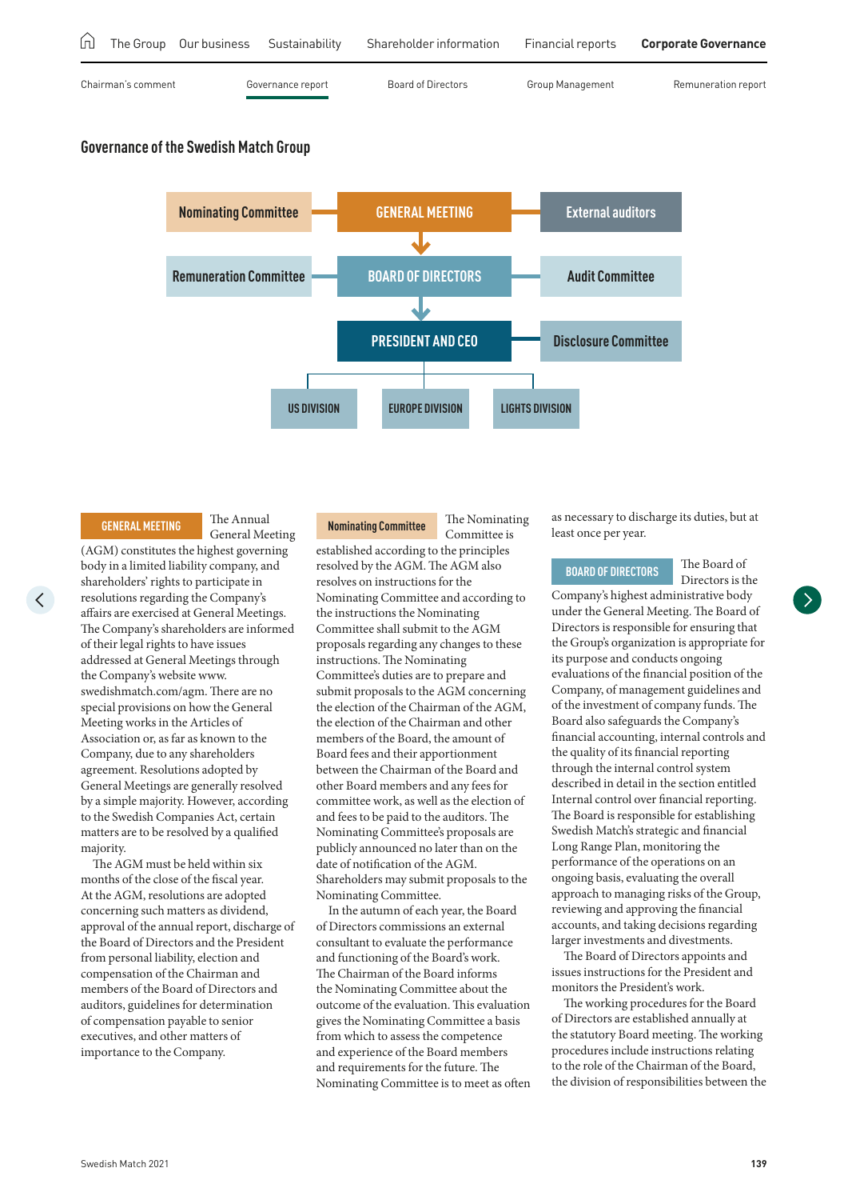## Governance of the Swedish Match Group

- Nominating Committee — GENERAL MEETING — External auditors
- Remuneration Committee — BOARD OF DIRECTORS — Audit Committee
- PRESIDENT AND CEO — Disclosure Committee
- US DIVISION
- EUROPE DIVISION
- LIGHTS DIVISION

**GENERAL MEETING** The Annual General Meeting (AGM) constitutes the highest governing body in a limited liability company, and shareholders' rights to participate in resolutions regarding the Company's affairs are exercised at General Meetings. The Company's shareholders are informed of their legal rights to have issues addressed at General Meetings through the Company's website www.swedishmatch.com/agm. There are no special provisions on how the General Meeting works in the Articles of Association or, as far as known to the Company, due to any shareholders agreement. Resolutions adopted by General Meetings are generally resolved by a simple majority. However, according to the Swedish Companies Act, certain matters are to be resolved by a qualified majority.

The AGM must be held within six months of the close of the fiscal year. At the AGM, resolutions are adopted concerning such matters as dividend, approval of the annual report, discharge of the Board of Directors and the President from personal liability, election and compensation of the Chairman and members of the Board of Directors and auditors, guidelines for determination of compensation payable to senior executives, and other matters of importance to the Company.

**Nominating Committee** The Nominating Committee is established according to the principles resolved by the AGM. The AGM also resolves on instructions for the Nominating Committee and according to the instructions the Nominating Committee shall submit to the AGM proposals regarding any changes to these instructions. The Nominating Committee's duties are to prepare and submit proposals to the AGM concerning the election of the Chairman of the AGM, the election of the Chairman and other members of the Board, the amount of Board fees and their apportionment between the Chairman of the Board and other Board members and any fees for committee work, as well as the election of and fees to be paid to the auditors. The Nominating Committee's proposals are publicly announced no later than on the date of notification of the AGM. Shareholders may submit proposals to the Nominating Committee.

In the autumn of each year, the Board of Directors commissions an external consultant to evaluate the performance and functioning of the Board's work. The Chairman of the Board informs the Nominating Committee about the outcome of the evaluation. This evaluation gives the Nominating Committee a basis from which to assess the competence and experience of the Board members and requirements for the future. The Nominating Committee is to meet as often as necessary to discharge its duties, but at least once per year.

**BOARD OF DIRECTORS** The Board of Directors is the Company's highest administrative body under the General Meeting. The Board of Directors is responsible for ensuring that the Group's organization is appropriate for its purpose and conducts ongoing evaluations of the financial position of the Company, of management guidelines and of the investment of company funds. The Board also safeguards the Company's financial accounting, internal controls and the quality of its financial reporting through the internal control system described in detail in the section entitled Internal control over financial reporting. The Board is responsible for establishing Swedish Match's strategic and financial Long Range Plan, monitoring the performance of the operations on an ongoing basis, evaluating the overall approach to managing risks of the Group, reviewing and approving the financial accounts, and taking decisions regarding larger investments and divestments.

The Board of Directors appoints and issues instructions for the President and monitors the President's work.

The working procedures for the Board of Directors are established annually at the statutory Board meeting. The working procedures include instructions relating to the role of the Chairman of the Board, the division of responsibilities between the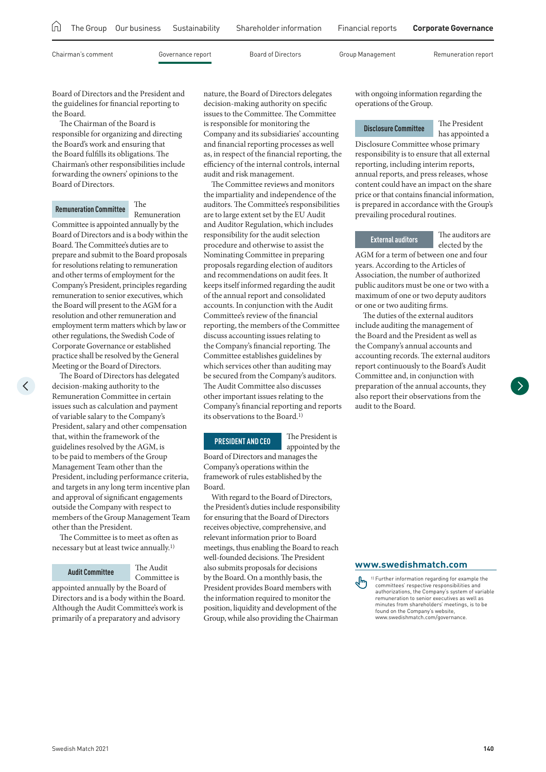Board of Directors and the President and the guidelines for financial reporting to the Board.

The Chairman of the Board is responsible for organizing and directing the Board's work and ensuring that the Board fulfills its obligations. The Chairman's other responsibilities include forwarding the owners' opinions to the Board of Directors.

**Remuneration Committee** The Remuneration Committee is appointed annually by the Board of Directors and is a body within the Board. The Committee's duties are to prepare and submit to the Board proposals for resolutions relating to remuneration and other terms of employment for the Company's President, principles regarding remuneration to senior executives, which the Board will present to the AGM for a resolution and other remuneration and employment term matters which by law or other regulations, the Swedish Code of Corporate Governance or established practice shall be resolved by the General Meeting or the Board of Directors.

The Board of Directors has delegated decision-making authority to the Remuneration Committee in certain issues such as calculation and payment of variable salary to the Company's President, salary and other compensation that, within the framework of the guidelines resolved by the AGM, is to be paid to members of the Group Management Team other than the President, including performance criteria, and targets in any long term incentive plan and approval of significant engagements outside the Company with respect to members of the Group Management Team other than the President.

The Committee is to meet as often as necessary but at least twice annually.[1)]

**Audit Committee** The Audit Committee is appointed annually by the Board of Directors and is a body within the Board. Although the Audit Committee's work is primarily of a preparatory and advisory nature, the Board of Directors delegates decision-making authority on specific issues to the Committee. The Committee is responsible for monitoring the Company and its subsidiaries' accounting and financial reporting processes as well as, in respect of the financial reporting, the efficiency of the internal controls, internal audit and risk management.

The Committee reviews and monitors the impartiality and independence of the auditors. The Committee's responsibilities are to large extent set by the EU Audit and Auditor Regulation, which includes responsibility for the audit selection procedure and otherwise to assist the Nominating Committee in preparing proposals regarding election of auditors and recommendations on audit fees. It keeps itself informed regarding the audit of the annual report and consolidated accounts. In conjunction with the Audit Committee's review of the financial reporting, the members of the Committee discuss accounting issues relating to the Company's financial reporting. The Committee establishes guidelines by which services other than auditing may be secured from the Company's auditors. The Audit Committee also discusses other important issues relating to the Company's financial reporting and reports its observations to the Board.[1)]

**PRESIDENT AND CEO** The President is appointed by the Board of Directors and manages the Company's operations within the framework of rules established by the Board.

With regard to the Board of Directors, the President's duties include responsibility for ensuring that the Board of Directors receives objective, comprehensive, and relevant information prior to Board meetings, thus enabling the Board to reach well-founded decisions. The President also submits proposals for decisions by the Board. On a monthly basis, the President provides Board members with the information required to monitor the position, liquidity and development of the Group, while also providing the Chairman with ongoing information regarding the operations of the Group.

**Disclosure Committee** The President has appointed a Disclosure Committee whose primary responsibility is to ensure that all external reporting, including interim reports, annual reports, and press releases, whose content could have an impact on the share price or that contains financial information, is prepared in accordance with the Group's prevailing procedural routines.

**External auditors** The auditors are elected by the AGM for a term of between one and four years. According to the Articles of Association, the number of authorized public auditors must be one or two with a maximum of one or two deputy auditors or one or two auditing firms.

The duties of the external auditors include auditing the management of the Board and the President as well as the Company's annual accounts and accounting records. The external auditors report continuously to the Board's Audit Committee and, in conjunction with preparation of the annual accounts, they also report their observations from the audit to the Board.

**www.swedishmatch.com**

1) Further information regarding for example the committees' respective responsibilities and authorizations, the Company's system of variable remuneration to senior executives as well as minutes from shareholders' meetings, is to be found on the Company's website, www.swedishmatch.com/governance.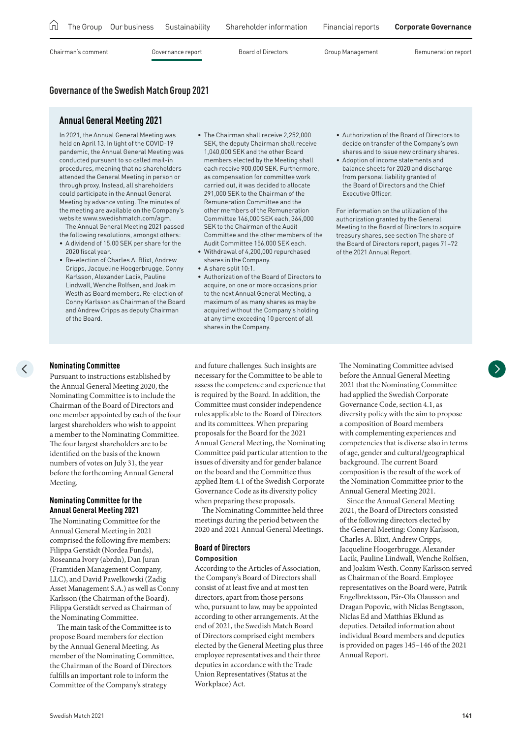## Governance of the Swedish Match Group 2021

### Annual General Meeting 2021

In 2021, the Annual General Meeting was held on April 13. In light of the COVID-19 pandemic, the Annual General Meeting was conducted pursuant to so called mail-in procedures, meaning that no shareholders attended the General Meeting in person or through proxy. Instead, all shareholders could participate in the Annual General Meeting by advance voting. The minutes of the meeting are available on the Company's website www.swedishmatch.com/agm.

The Annual General Meeting 2021 passed the following resolutions, amongst others:

- A dividend of 15.00 SEK per share for the 2020 fiscal year.
- Re-election of Charles A. Blixt, Andrew Cripps, Jacqueline Hoogerbrugge, Conny Karlsson, Alexander Lacik, Pauline Lindwall, Wenche Rolfsen, and Joakim Westh as Board members. Re-election of Conny Karlsson as Chairman of the Board and Andrew Cripps as deputy Chairman of the Board.
- The Chairman shall receive 2,252,000 SEK, the deputy Chairman shall receive 1,040,000 SEK and the other Board members elected by the Meeting shall each receive 900,000 SEK. Furthermore, as compensation for committee work carried out, it was decided to allocate 291,000 SEK to the Chairman of the Remuneration Committee and the other members of the Remuneration Committee 146,000 SEK each, 364,000 SEK to the Chairman of the Audit Committee and the other members of the Audit Committee 156,000 SEK each.
- Withdrawal of 4,200,000 repurchased shares in the Company.
- A share split 10:1.
- Authorization of the Board of Directors to acquire, on one or more occasions prior to the next Annual General Meeting, a maximum of as many shares as may be acquired without the Company's holding at any time exceeding 10 percent of all shares in the Company.
- Authorization of the Board of Directors to decide on transfer of the Company's own shares and to issue new ordinary shares.
- Adoption of income statements and balance sheets for 2020 and discharge from personal liability granted of the Board of Directors and the Chief Executive Officer.

For information on the utilization of the authorization granted by the General Meeting to the Board of Directors to acquire treasury shares, see section The share of the Board of Directors report, pages 71–72 of the 2021 Annual Report.

### Nominating Committee

Pursuant to instructions established by the Annual General Meeting 2020, the Nominating Committee is to include the Chairman of the Board of Directors and one member appointed by each of the four largest shareholders who wish to appoint a member to the Nominating Committee. The four largest shareholders are to be identified on the basis of the known numbers of votes on July 31, the year before the forthcoming Annual General Meeting.

### Nominating Committee for the Annual General Meeting 2021

The Nominating Committee for the Annual General Meeting in 2021 comprised the following five members: Filippa Gerstädt (Nordea Funds), Roseanna Ivory (abrdn), Dan Juran (Framtiden Management Company, LLC), and David Pawelkowski (Zadig Asset Management S.A.) as well as Conny Karlsson (the Chairman of the Board). Filippa Gerstädt served as Chairman of the Nominating Committee.

The main task of the Committee is to propose Board members for election by the Annual General Meeting. As member of the Nominating Committee, the Chairman of the Board of Directors fulfills an important role to inform the Committee of the Company's strategy and future challenges. Such insights are necessary for the Committee to be able to assess the competence and experience that is required by the Board. In addition, the Committee must consider independence rules applicable to the Board of Directors and its committees. When preparing proposals for the Board for the 2021 Annual General Meeting, the Nominating Committee paid particular attention to the issues of diversity and for gender balance on the board and the Committee thus applied Item 4.1 of the Swedish Corporate Governance Code as its diversity policy when preparing these proposals.

The Nominating Committee held three meetings during the period between the 2020 and 2021 Annual General Meetings.

### Board of Directors

#### Composition

According to the Articles of Association, the Company's Board of Directors shall consist of at least five and at most ten directors, apart from those persons who, pursuant to law, may be appointed according to other arrangements. At the end of 2021, the Swedish Match Board of Directors comprised eight members elected by the General Meeting plus three employee representatives and their three deputies in accordance with the Trade Union Representatives (Status at the Workplace) Act.

The Nominating Committee advised before the Annual General Meeting 2021 that the Nominating Committee had applied the Swedish Corporate Governance Code, section 4.1, as diversity policy with the aim to propose a composition of Board members with complementing experiences and competencies that is diverse also in terms of age, gender and cultural/geographical background. The current Board composition is the result of the work of the Nomination Committee prior to the Annual General Meeting 2021.

Since the Annual General Meeting 2021, the Board of Directors consisted of the following directors elected by the General Meeting: Conny Karlsson, Charles A. Blixt, Andrew Cripps, Jacqueline Hoogerbrugge, Alexander Lacik, Pauline Lindwall, Wenche Rolfsen, and Joakim Westh. Conny Karlsson served as Chairman of the Board. Employee representatives on the Board were, Patrik Engelbrektsson, Pär-Ola Olausson and Dragan Popovic, with Niclas Bengtsson, Niclas Ed and Matthias Eklund as deputies. Detailed information about individual Board members and deputies is provided on pages 145–146 of the 2021 Annual Report.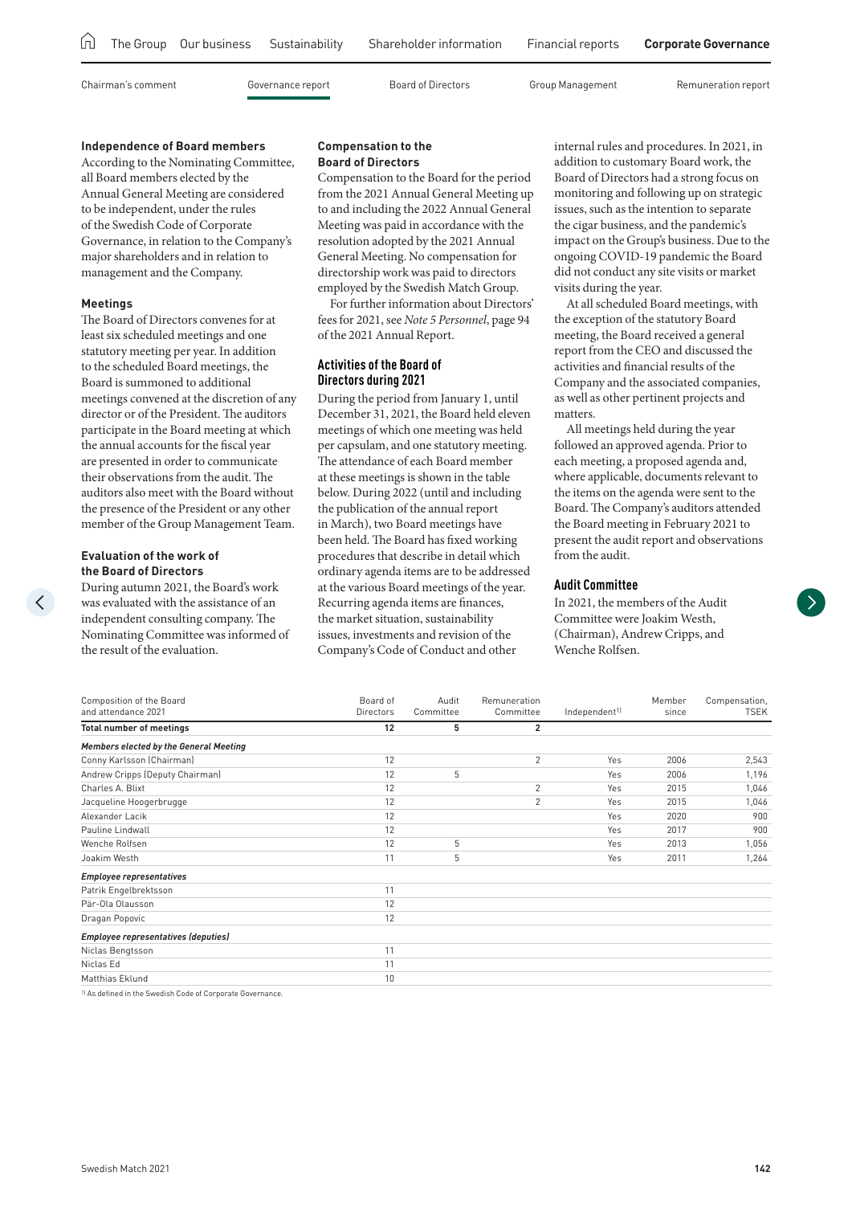### Independence of Board members

According to the Nominating Committee, all Board members elected by the Annual General Meeting are considered to be independent, under the rules of the Swedish Code of Corporate Governance, in relation to the Company's major shareholders and in relation to management and the Company.

### Meetings

The Board of Directors convenes for at least six scheduled meetings and one statutory meeting per year. In addition to the scheduled Board meetings, the Board is summoned to additional meetings convened at the discretion of any director or of the President. The auditors participate in the Board meeting at which the annual accounts for the fiscal year are presented in order to communicate their observations from the audit. The auditors also meet with the Board without the presence of the President or any other member of the Group Management Team.

### Evaluation of the work of the Board of Directors

During autumn 2021, the Board's work was evaluated with the assistance of an independent consulting company. The Nominating Committee was informed of the result of the evaluation.

### Compensation to the Board of Directors

Compensation to the Board for the period from the 2021 Annual General Meeting up to and including the 2022 Annual General Meeting was paid in accordance with the resolution adopted by the 2021 Annual General Meeting. No compensation for directorship work was paid to directors employed by the Swedish Match Group.

For further information about Directors' fees for 2021, see *Note 5 Personnel*, page 94 of the 2021 Annual Report.

### Activities of the Board of Directors during 2021

During the period from January 1, until December 31, 2021, the Board held eleven meetings of which one meeting was held per capsulam, and one statutory meeting. The attendance of each Board member at these meetings is shown in the table below. During 2022 (until and including the publication of the annual report in March), two Board meetings have been held. The Board has fixed working procedures that describe in detail which ordinary agenda items are to be addressed at the various Board meetings of the year. Recurring agenda items are finances, the market situation, sustainability issues, investments and revision of the Company's Code of Conduct and other internal rules and procedures. In 2021, in addition to customary Board work, the Board of Directors had a strong focus on monitoring and following up on strategic issues, such as the intention to separate the cigar business, and the pandemic's impact on the Group's business. Due to the ongoing COVID-19 pandemic the Board did not conduct any site visits or market visits during the year.

At all scheduled Board meetings, with the exception of the statutory Board meeting, the Board received a general report from the CEO and discussed the activities and financial results of the Company and the associated companies, as well as other pertinent projects and matters.

All meetings held during the year followed an approved agenda. Prior to each meeting, a proposed agenda and, where applicable, documents relevant to the items on the agenda were sent to the Board. The Company's auditors attended the Board meeting in February 2021 to present the audit report and observations from the audit.

### Audit Committee

In 2021, the members of the Audit Committee were Joakim Westh, (Chairman), Andrew Cripps, and Wenche Rolfsen.

| Composition of the Board and attendance 2021 | Board of Directors | Audit Committee | Remuneration Committee | Independent[1] | Member since | Compensation, TSEK |
|---|---|---|---|---|---|---|
| **Total number of meetings** | **12** | **5** | **2** | | | |
| ***Members elected by the General Meeting*** | | | | | | |
| Conny Karlsson (Chairman) | 12 | | 2 | Yes | 2006 | 2,543 |
| Andrew Cripps (Deputy Chairman) | 12 | 5 | | Yes | 2006 | 1,196 |
| Charles A. Blixt | 12 | | 2 | Yes | 2015 | 1,046 |
| Jacqueline Hoogerbrugge | 12 | | 2 | Yes | 2015 | 1,046 |
| Alexander Lacik | 12 | | | Yes | 2020 | 900 |
| Pauline Lindwall | 12 | | | Yes | 2017 | 900 |
| Wenche Rolfsen | 12 | 5 | | Yes | 2013 | 1,056 |
| Joakim Westh | 11 | 5 | | Yes | 2011 | 1,264 |
| ***Employee representatives*** | | | | | | |
| Patrik Engelbrektsson | 11 | | | | | |
| Pär-Ola Olausson | 12 | | | | | |
| Dragan Popovic | 12 | | | | | |
| ***Employee representatives (deputies)*** | | | | | | |
| Niclas Bengtsson | 11 | | | | | |
| Niclas Ed | 11 | | | | | |
| Matthias Eklund | 10 | | | | | |

[1] As defined in the Swedish Code of Corporate Governance.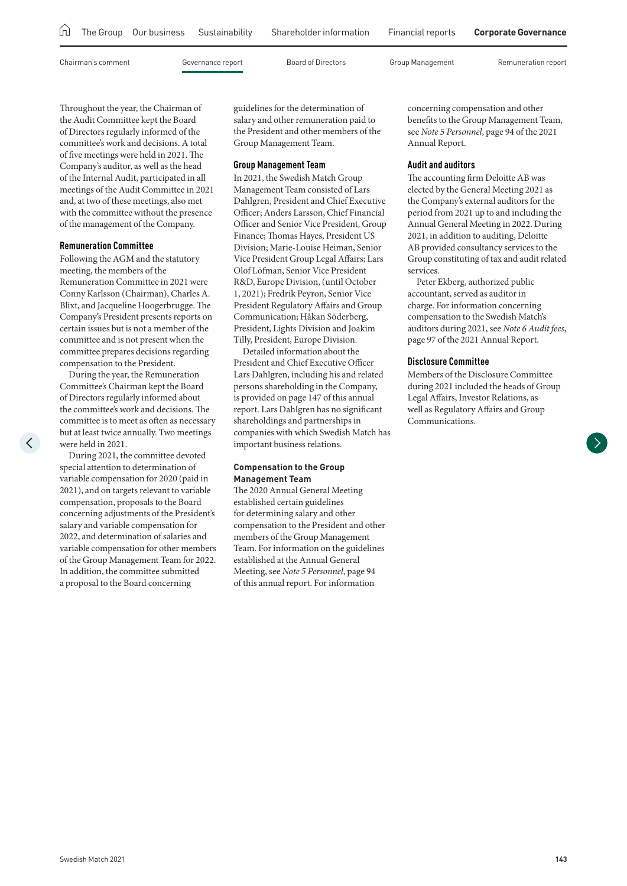Throughout the year, the Chairman of the Audit Committee kept the Board of Directors regularly informed of the committee's work and decisions. A total of five meetings were held in 2021. The Company's auditor, as well as the head of the Internal Audit, participated in all meetings of the Audit Committee in 2021 and, at two of these meetings, also met with the committee without the presence of the management of the Company.

### Remuneration Committee

Following the AGM and the statutory meeting, the members of the Remuneration Committee in 2021 were Conny Karlsson (Chairman), Charles A. Blixt, and Jacqueline Hoogerbrugge. The Company's President presents reports on certain issues but is not a member of the committee and is not present when the committee prepares decisions regarding compensation to the President.

During the year, the Remuneration Committee's Chairman kept the Board of Directors regularly informed about the committee's work and decisions. The committee is to meet as often as necessary but at least twice annually. Two meetings were held in 2021.

During 2021, the committee devoted special attention to determination of variable compensation for 2020 (paid in 2021), and on targets relevant to variable compensation, proposals to the Board concerning adjustments of the President's salary and variable compensation for 2022, and determination of salaries and variable compensation for other members of the Group Management Team for 2022. In addition, the committee submitted a proposal to the Board concerning guidelines for the determination of salary and other remuneration paid to the President and other members of the Group Management Team.

### Group Management Team

In 2021, the Swedish Match Group Management Team consisted of Lars Dahlgren, President and Chief Executive Officer; Anders Larsson, Chief Financial Officer and Senior Vice President, Group Finance; Thomas Hayes, President US Division; Marie-Louise Heiman, Senior Vice President Group Legal Affairs; Lars Olof Löfman, Senior Vice President R&D, Europe Division, (until October 1, 2021); Fredrik Peyron, Senior Vice President Regulatory Affairs and Group Communication; Håkan Söderberg, President, Lights Division and Joakim Tilly, President, Europe Division.

Detailed information about the President and Chief Executive Officer Lars Dahlgren, including his and related persons shareholding in the Company, is provided on page 147 of this annual report. Lars Dahlgren has no significant shareholdings and partnerships in companies with which Swedish Match has important business relations.

#### Compensation to the Group Management Team

The 2020 Annual General Meeting established certain guidelines for determining salary and other compensation to the President and other members of the Group Management Team. For information on the guidelines established at the Annual General Meeting, see *Note 5 Personnel*, page 94 of this annual report. For information concerning compensation and other benefits to the Group Management Team, see *Note 5 Personnel*, page 94 of the 2021 Annual Report.

### Audit and auditors

The accounting firm Deloitte AB was elected by the General Meeting 2021 as the Company's external auditors for the period from 2021 up to and including the Annual General Meeting in 2022. During 2021, in addition to auditing, Deloitte AB provided consultancy services to the Group constituting of tax and audit related services.

Peter Ekberg, authorized public accountant, served as auditor in charge. For information concerning compensation to the Swedish Match's auditors during 2021, see *Note 6 Audit fees*, page 97 of the 2021 Annual Report.

### Disclosure Committee

Members of the Disclosure Committee during 2021 included the heads of Group Legal Affairs, Investor Relations, as well as Regulatory Affairs and Group Communications.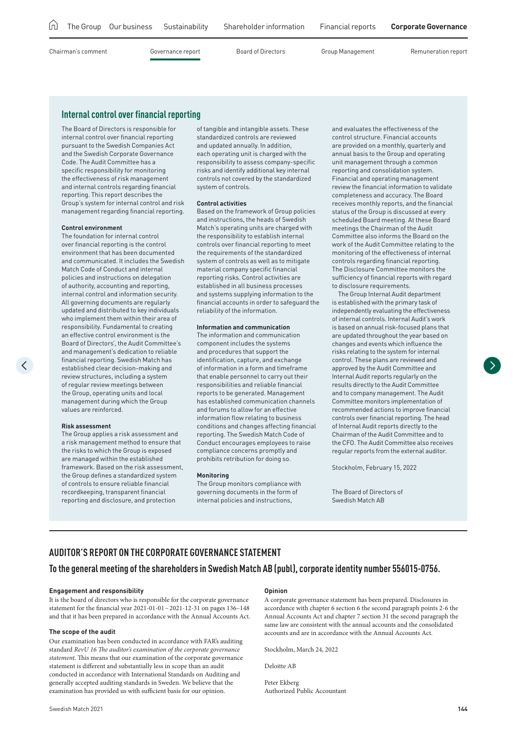## Internal control over financial reporting

The Board of Directors is responsible for internal control over financial reporting pursuant to the Swedish Companies Act and the Swedish Corporate Governance Code. The Audit Committee has a specific responsibility for monitoring the effectiveness of risk management and internal controls regarding financial reporting. This report describes the Group's system for internal control and risk management regarding financial reporting.

**Control environment**

The foundation for internal control over financial reporting is the control environment that has been documented and communicated. It includes the Swedish Match Code of Conduct and internal policies and instructions on delegation of authority, accounting and reporting, internal control and information security. All governing documents are regularly updated and distributed to key individuals who implement them within their area of responsibility. Fundamental to creating an effective control environment is the Board of Directors', the Audit Committee's and management's dedication to reliable financial reporting. Swedish Match has established clear decision-making and review structures, including a system of regular review meetings between the Group, operating units and local management during which the Group values are reinforced.

**Risk assessment**

The Group applies a risk assessment and a risk management method to ensure that the risks to which the Group is exposed are managed within the established framework. Based on the risk assessment, the Group defines a standardized system of controls to ensure reliable financial recordkeeping, transparent financial reporting and disclosure, and protection of tangible and intangible assets. These standardized controls are reviewed and updated annually. In addition, each operating unit is charged with the responsibility to assess company-specific risks and identify additional key internal controls not covered by the standardized system of controls.

**Control activities**

Based on the framework of Group policies and instructions, the heads of Swedish Match's operating units are charged with the responsibility to establish internal controls over financial reporting to meet the requirements of the standardized system of controls as well as to mitigate material company specific financial reporting risks. Control activities are established in all business processes and systems supplying information to the financial accounts in order to safeguard the reliability of the information.

**Information and communication**

The information and communication component includes the systems and procedures that support the identification, capture, and exchange of information in a form and timeframe that enable personnel to carry out their responsibilities and reliable financial reports to be generated. Management has established communication channels and forums to allow for an effective information flow relating to business conditions and changes affecting financial reporting. The Swedish Match Code of Conduct encourages employees to raise compliance concerns promptly and prohibits retribution for doing so.

**Monitoring**

The Group monitors compliance with governing documents in the form of internal policies and instructions, and evaluates the effectiveness of the control structure. Financial accounts are provided on a monthly, quarterly and annual basis to the Group and operating unit management through a common reporting and consolidation system. Financial and operating management review the financial information to validate completeness and accuracy. The Board receives monthly reports, and the financial status of the Group is discussed at every scheduled Board meeting. At these Board meetings the Chairman of the Audit Committee also informs the Board on the work of the Audit Committee relating to the monitoring of the effectiveness of internal controls regarding financial reporting. The Disclosure Committee monitors the sufficiency of financial reports with regard to disclosure requirements.

The Group Internal Audit department is established with the primary task of independently evaluating the effectiveness of internal controls. Internal Audit's work is based on annual risk-focused plans that are updated throughout the year based on changes and events which influence the risks relating to the system for internal control. These plans are reviewed and approved by the Audit Committee and Internal Audit reports regularly on the results directly to the Audit Committee and to company management. The Audit Committee monitors implementation of recommended actions to improve financial controls over financial reporting. The head of Internal Audit reports directly to the Chairman of the Audit Committee and to the CFO. The Audit Committee also receives regular reports from the external auditor.

Stockholm, February 15, 2022

The Board of Directors of
Swedish Match AB

# AUDITOR'S REPORT ON THE CORPORATE GOVERNANCE STATEMENT

## To the general meeting of the shareholders in Swedish Match AB (publ), corporate identity number 556015-0756.

**Engagement and responsibility**

It is the board of directors who is responsible for the corporate governance statement for the financial year 2021-01-01 – 2021-12-31 on pages 136–148 and that it has been prepared in accordance with the Annual Accounts Act.

**The scope of the audit**

Our examination has been conducted in accordance with FAR's auditing standard *RevU 16 The auditor's examination of the corporate governance statement*. This means that our examination of the corporate governance statement is different and substantially less in scope than an audit conducted in accordance with International Standards on Auditing and generally accepted auditing standards in Sweden. We believe that the examination has provided us with sufficient basis for our opinion.

**Opinion**

A corporate governance statement has been prepared. Disclosures in accordance with chapter 6 section 6 the second paragraph points 2-6 the Annual Accounts Act and chapter 7 section 31 the second paragraph the same law are consistent with the annual accounts and the consolidated accounts and are in accordance with the Annual Accounts Act.

Stockholm, March 24, 2022

Deloitte AB

Peter Ekberg
Authorized Public Accountant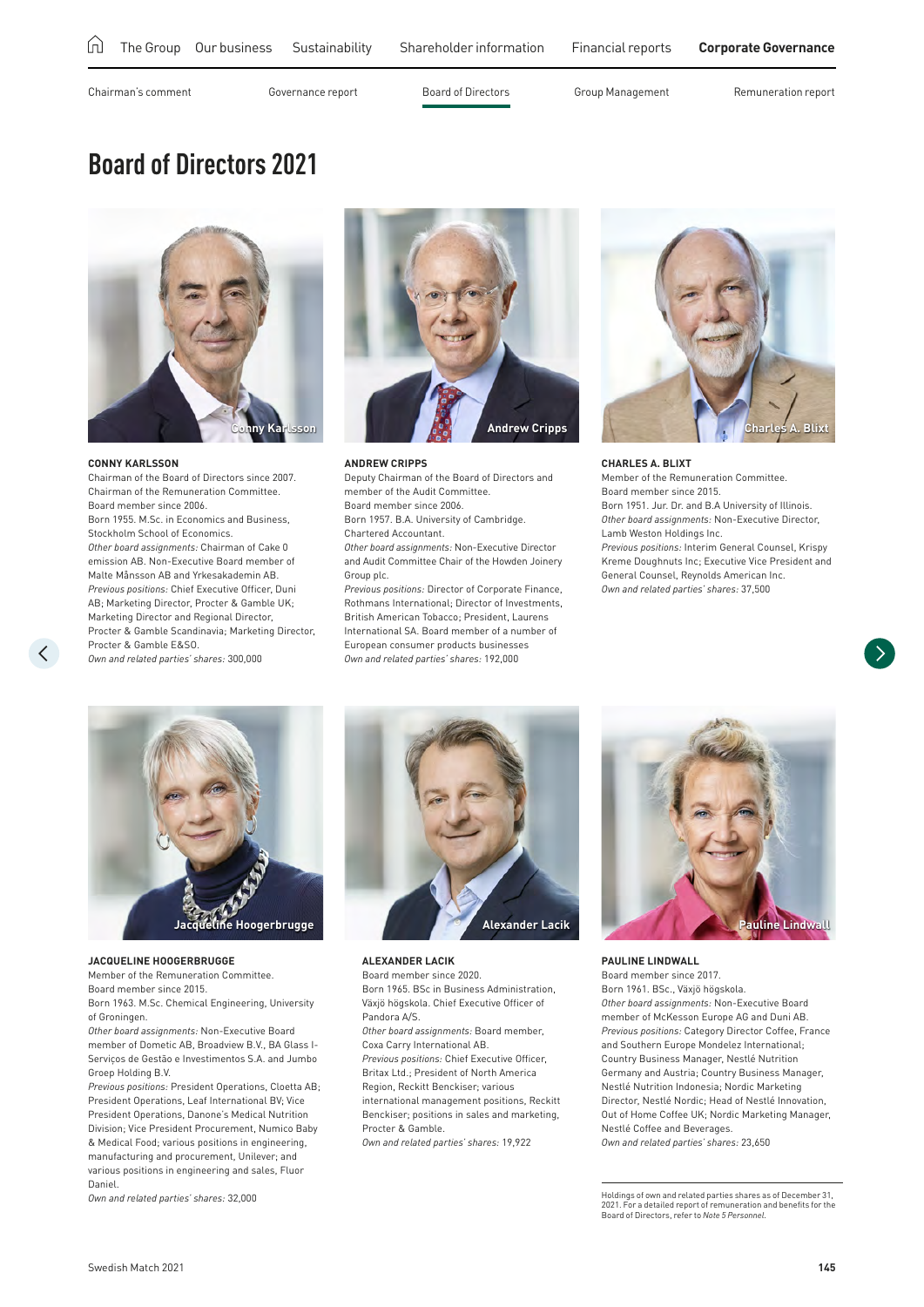# Board of Directors 2021

**CONNY KARLSSON**
Chairman of the Board of Directors since 2007. Chairman of the Remuneration Committee.
Board member since 2006.
Born 1955. M.Sc. in Economics and Business, Stockholm School of Economics.
*Other board assignments:* Chairman of Cake 0 emission AB. Non-Executive Board member of Malte Månsson AB and Yrkesakademin AB.
*Previous positions:* Chief Executive Officer, Duni AB; Marketing Director, Procter & Gamble UK; Marketing Director and Regional Director, Procter & Gamble Scandinavia; Marketing Director, Procter & Gamble E&SO.
*Own and related parties' shares:* 300,000

**ANDREW CRIPPS**
Deputy Chairman of the Board of Directors and member of the Audit Committee.
Board member since 2006.
Born 1957. B.A. University of Cambridge. Chartered Accountant.
*Other board assignments:* Non-Executive Director and Audit Committee Chair of the Howden Joinery Group plc.
*Previous positions:* Director of Corporate Finance, Rothmans International; Director of Investments, British American Tobacco; President, Laurens International SA. Board member of a number of European consumer products businesses
*Own and related parties' shares:* 192,000

**CHARLES A. BLIXT**
Member of the Remuneration Committee.
Board member since 2015.
Born 1951. Jur. Dr. and B.A University of Illinois.
*Other board assignments:* Non-Executive Director, Lamb Weston Holdings Inc.
*Previous positions:* Interim General Counsel, Krispy Kreme Doughnuts Inc; Executive Vice President and General Counsel, Reynolds American Inc.
*Own and related parties' shares:* 37,500

**JACQUELINE HOOGERBRUGGE**
Member of the Remuneration Committee.
Board member since 2015.
Born 1963. M.Sc. Chemical Engineering, University of Groningen.
*Other board assignments:* Non-Executive Board member of Dometic AB, Broadview B.V., BA Glass I-Serviços de Gestão e Investimentos S.A. and Jumbo Groep Holding B.V.
*Previous positions:* President Operations, Cloetta AB; President Operations, Leaf International BV; Vice President Operations, Danone's Medical Nutrition Division; Vice President Procurement, Numico Baby & Medical Food; various positions in engineering, manufacturing and procurement, Unilever; and various positions in engineering and sales, Fluor Daniel.
*Own and related parties' shares:* 32,000

**ALEXANDER LACIK**
Board member since 2020.
Born 1965. BSc in Business Administration, Växjö högskola. Chief Executive Officer of Pandora A/S.
*Other board assignments:* Board member, Coxa Carry International AB.
*Previous positions:* Chief Executive Officer, Britax Ltd.; President of North America Region, Reckitt Benckiser; various international management positions, Reckitt Benckiser; positions in sales and marketing, Procter & Gamble.
*Own and related parties' shares:* 19,922

**PAULINE LINDWALL**
Board member since 2017.
Born 1961. BSc., Växjö högskola.
*Other board assignments:* Non-Executive Board member of McKesson Europe AG and Duni AB.
*Previous positions:* Category Director Coffee, France and Southern Europe Mondelez International; Country Business Manager, Nestlé Nutrition Germany and Austria; Country Business Manager, Nestlé Nutrition Indonesia; Nordic Marketing Director, Nestlé Nordic; Head of Nestlé Innovation, Out of Home Coffee UK; Nordic Marketing Manager, Nestlé Coffee and Beverages.
*Own and related parties' shares:* 23,650

Holdings of own and related parties shares as of December 31, 2021. For a detailed report of remuneration and benefits for the Board of Directors, refer to *Note 5 Personnel*.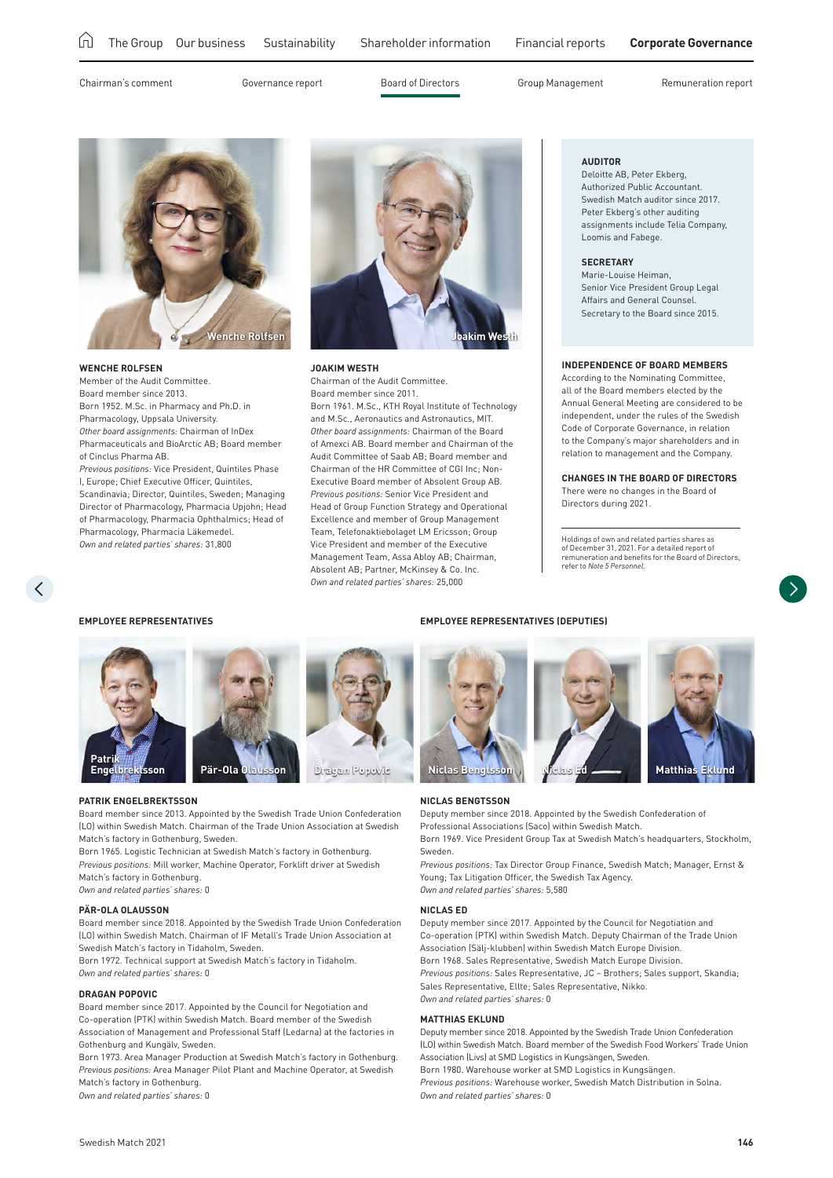### WENCHE ROLFSEN

Member of the Audit Committee.
Board member since 2013.
Born 1952. M.Sc. in Pharmacy and Ph.D. in Pharmacology, Uppsala University.
*Other board assignments:* Chairman of InDex Pharmaceuticals and BioArctic AB; Board member of Cinclus Pharma AB.
*Previous positions:* Vice President, Quintiles Phase I, Europe; Chief Executive Officer, Quintiles, Scandinavia; Director, Quintiles, Sweden; Managing Director of Pharmacology, Pharmacia Upjohn; Head of Pharmacology, Pharmacia Ophthalmics; Head of Pharmacology, Pharmacia Läkemedel.
*Own and related parties' shares:* 31,800

### JOAKIM WESTH

Chairman of the Audit Committee.
Board member since 2011.
Born 1961. M.Sc., KTH Royal Institute of Technology and M.Sc., Aeronautics and Astronautics, MIT.
*Other board assignments:* Chairman of the Board of Amexci AB. Board member and Chairman of the Audit Committee of Saab AB; Board member and Chairman of the HR Committee of CGI Inc; Non-Executive Board member of Absolent Group AB.
*Previous positions:* Senior Vice President and Head of Group Function Strategy and Operational Excellence and member of Group Management Team, Telefonaktiebolaget LM Ericsson; Group Vice President and member of the Executive Management Team, Assa Abloy AB; Chairman, Absolent AB; Partner, McKinsey & Co. Inc.
*Own and related parties' shares:* 25,000

### AUDITOR

Deloitte AB, Peter Ekberg, Authorized Public Accountant. Swedish Match auditor since 2017. Peter Ekberg's other auditing assignments include Telia Company, Loomis and Fabege.

### SECRETARY

Marie-Louise Heiman, Senior Vice President Group Legal Affairs and General Counsel. Secretary to the Board since 2015.

### INDEPENDENCE OF BOARD MEMBERS

According to the Nominating Committee, all of the Board members elected by the Annual General Meeting are considered to be independent, under the rules of the Swedish Code of Corporate Governance, in relation to the Company's major shareholders and in relation to management and the Company.

### CHANGES IN THE BOARD OF DIRECTORS

There were no changes in the Board of Directors during 2021.

Holdings of own and related parties shares as of December 31, 2021. For a detailed report of remuneration and benefits for the Board of Directors, refer to *Note 5 Personnel*.

## EMPLOYEE REPRESENTATIVES

### PATRIK ENGELBREKTSSON

Board member since 2013. Appointed by the Swedish Trade Union Confederation (LO) within Swedish Match. Chairman of the Trade Union Association at Swedish Match's factory in Gothenburg, Sweden.
Born 1965. Logistic Technician at Swedish Match's factory in Gothenburg.
*Previous positions:* Mill worker, Machine Operator, Forklift driver at Swedish Match's factory in Gothenburg.
*Own and related parties' shares:* 0

### PÄR-OLA OLAUSSON

Board member since 2018. Appointed by the Swedish Trade Union Confederation (LO) within Swedish Match. Chairman of IF Metall's Trade Union Association at Swedish Match's factory in Tidaholm, Sweden.
Born 1972. Technical support at Swedish Match's factory in Tidaholm.
*Own and related parties' shares:* 0

### DRAGAN POPOVIC

Board member since 2017. Appointed by the Council for Negotiation and Co-operation (PTK) within Swedish Match. Board member of the Swedish Association of Management and Professional Staff (Ledarna) at the factories in Gothenburg and Kungälv, Sweden.
Born 1973. Area Manager Production at Swedish Match's factory in Gothenburg.
*Previous positions:* Area Manager Pilot Plant and Machine Operator, at Swedish Match's factory in Gothenburg.
*Own and related parties' shares:* 0

## EMPLOYEE REPRESENTATIVES (DEPUTIES)

### NICLAS BENGTSSON

Deputy member since 2018. Appointed by the Swedish Confederation of Professional Associations (Saco) within Swedish Match.
Born 1969. Vice President Group Tax at Swedish Match's headquarters, Stockholm, Sweden.
*Previous positions:* Tax Director Group Finance, Swedish Match; Manager, Ernst & Young; Tax Litigation Officer, the Swedish Tax Agency.
*Own and related parties' shares:* 5,580

### NICLAS ED

Deputy member since 2017. Appointed by the Council for Negotiation and Co-operation (PTK) within Swedish Match. Deputy Chairman of the Trade Union Association (Sälj-klubben) within Swedish Match Europe Division.
Born 1968. Sales Representative, Swedish Match Europe Division.
*Previous positions:* Sales Representative, JC – Brothers; Sales support, Skandia; Sales Representative, Ellte; Sales Representative, Nikko.
*Own and related parties' shares:* 0

### MATTHIAS EKLUND

Deputy member since 2018. Appointed by the Swedish Trade Union Confederation (LO) within Swedish Match. Board member of the Swedish Food Workers' Trade Union Association (Livs) at SMD Logistics in Kungsängen, Sweden.
Born 1980. Warehouse worker at SMD Logistics in Kungsängen.
*Previous positions:* Warehouse worker, Swedish Match Distribution in Solna.
*Own and related parties' shares:* 0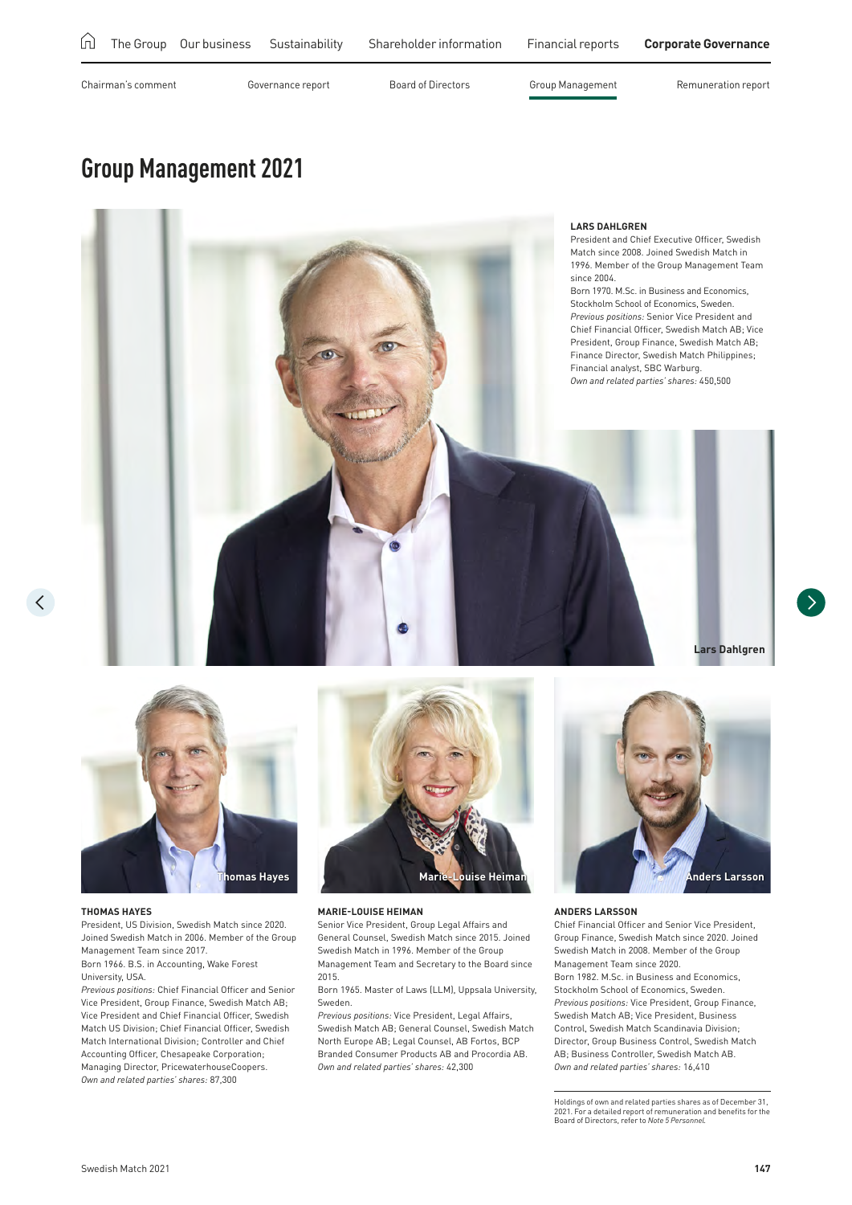# Group Management 2021

**LARS DAHLGREN**
President and Chief Executive Officer, Swedish Match since 2008. Joined Swedish Match in 1996. Member of the Group Management Team since 2004.
Born 1970. M.Sc. in Business and Economics, Stockholm School of Economics, Sweden.
*Previous positions:* Senior Vice President and Chief Financial Officer, Swedish Match AB; Vice President, Group Finance, Swedish Match AB; Finance Director, Swedish Match Philippines; Financial analyst, SBC Warburg.
*Own and related parties' shares:* 450,500

**THOMAS HAYES**
President, US Division, Swedish Match since 2020. Joined Swedish Match in 2006. Member of the Group Management Team since 2017.
Born 1966. B.S. in Accounting, Wake Forest University, USA.
*Previous positions:* Chief Financial Officer and Senior Vice President, Group Finance, Swedish Match AB; Vice President and Chief Financial Officer, Swedish Match US Division; Chief Financial Officer, Swedish Match International Division; Controller and Chief Accounting Officer, Chesapeake Corporation; Managing Director, PricewaterhouseCoopers.
*Own and related parties' shares:* 87,300

**MARIE-LOUISE HEIMAN**
Senior Vice President, Group Legal Affairs and General Counsel, Swedish Match since 2015. Joined Swedish Match in 1996. Member of the Group Management Team and Secretary to the Board since 2015.
Born 1965. Master of Laws (LLM), Uppsala University, Sweden.
*Previous positions:* Vice President, Legal Affairs, Swedish Match AB; General Counsel, Swedish Match North Europe AB; Legal Counsel, AB Fortos, BCP Branded Consumer Products AB and Procordia AB.
*Own and related parties' shares:* 42,300

**ANDERS LARSSON**
Chief Financial Officer and Senior Vice President, Group Finance, Swedish Match since 2020. Joined Swedish Match in 2008. Member of the Group Management Team since 2020.
Born 1982. M.Sc. in Business and Economics, Stockholm School of Economics, Sweden.
*Previous positions:* Vice President, Group Finance, Swedish Match AB; Vice President, Business Control, Swedish Match Scandinavia Division; Director, Group Business Control, Swedish Match AB; Business Controller, Swedish Match AB.
*Own and related parties' shares:* 16,410

Holdings of own and related parties shares as of December 31, 2021. For a detailed report of remuneration and benefits for the Board of Directors, refer to *Note 5 Personnel*.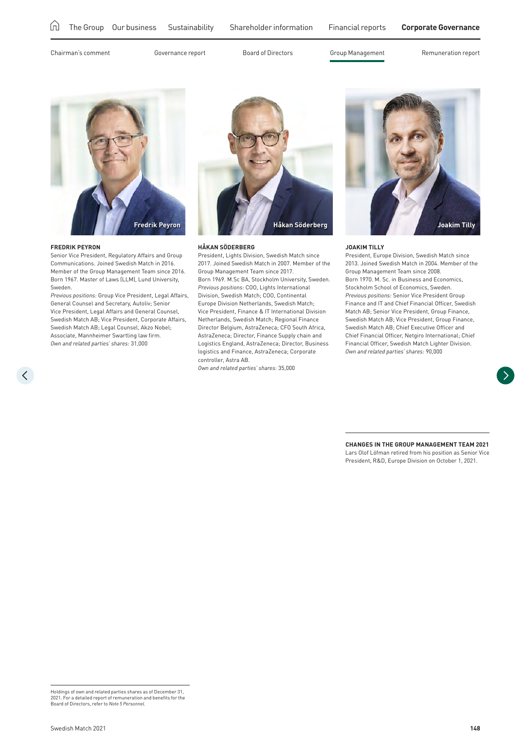### FREDRIK PEYRON

Senior Vice President, Regulatory Affairs and Group Communications. Joined Swedish Match in 2016. Member of the Group Management Team since 2016.
Born 1967. Master of Laws (LLM), Lund University, Sweden.
*Previous positions:* Group Vice President, Legal Affairs, General Counsel and Secretary, Autoliv; Senior Vice President, Legal Affairs and General Counsel, Swedish Match AB; Vice President, Corporate Affairs, Swedish Match AB; Legal Counsel, Akzo Nobel; Associate, Mannheimer Swartling law firm.
*Own and related parties' shares:* 31,000

### HÅKAN SÖDERBERG

President, Lights Division, Swedish Match since 2017. Joined Swedish Match in 2007. Member of the Group Management Team since 2017.
Born 1969. M.Sc BA, Stockholm University, Sweden.
*Previous positions:* COO, Lights International Division, Swedish Match; COO, Continental Europe Division Netherlands, Swedish Match; Vice President, Finance & IT International Division Netherlands, Swedish Match; Regional Finance Director Belgium, AstraZeneca; CFO South Africa, AstraZeneca; Director, Finance Supply chain and Logistics England, AstraZeneca; Director, Business logistics and Finance, AstraZeneca; Corporate controller, Astra AB.
*Own and related parties' shares:* 35,000

### JOAKIM TILLY

President, Europe Division, Swedish Match since 2013. Joined Swedish Match in 2004. Member of the Group Management Team since 2008.
Born 1970. M. Sc. in Business and Economics, Stockholm School of Economics, Sweden.
*Previous positions:* Senior Vice President Group Finance and IT and Chief Financial Officer, Swedish Match AB; Senior Vice President, Group Finance, Swedish Match AB; Vice President, Group Finance, Swedish Match AB; Chief Executive Officer and Chief Financial Officer, Netgiro International; Chief Financial Officer, Swedish Match Lighter Division.
*Own and related parties' shares:* 90,000

### CHANGES IN THE GROUP MANAGEMENT TEAM 2021

Lars Olof Löfman retired from his position as Senior Vice President, R&D, Europe Division on October 1, 2021.

Holdings of own and related parties shares as of December 31, 2021. For a detailed report of remuneration and benefits for the Board of Directors, refer to *Note 5 Personnel.*